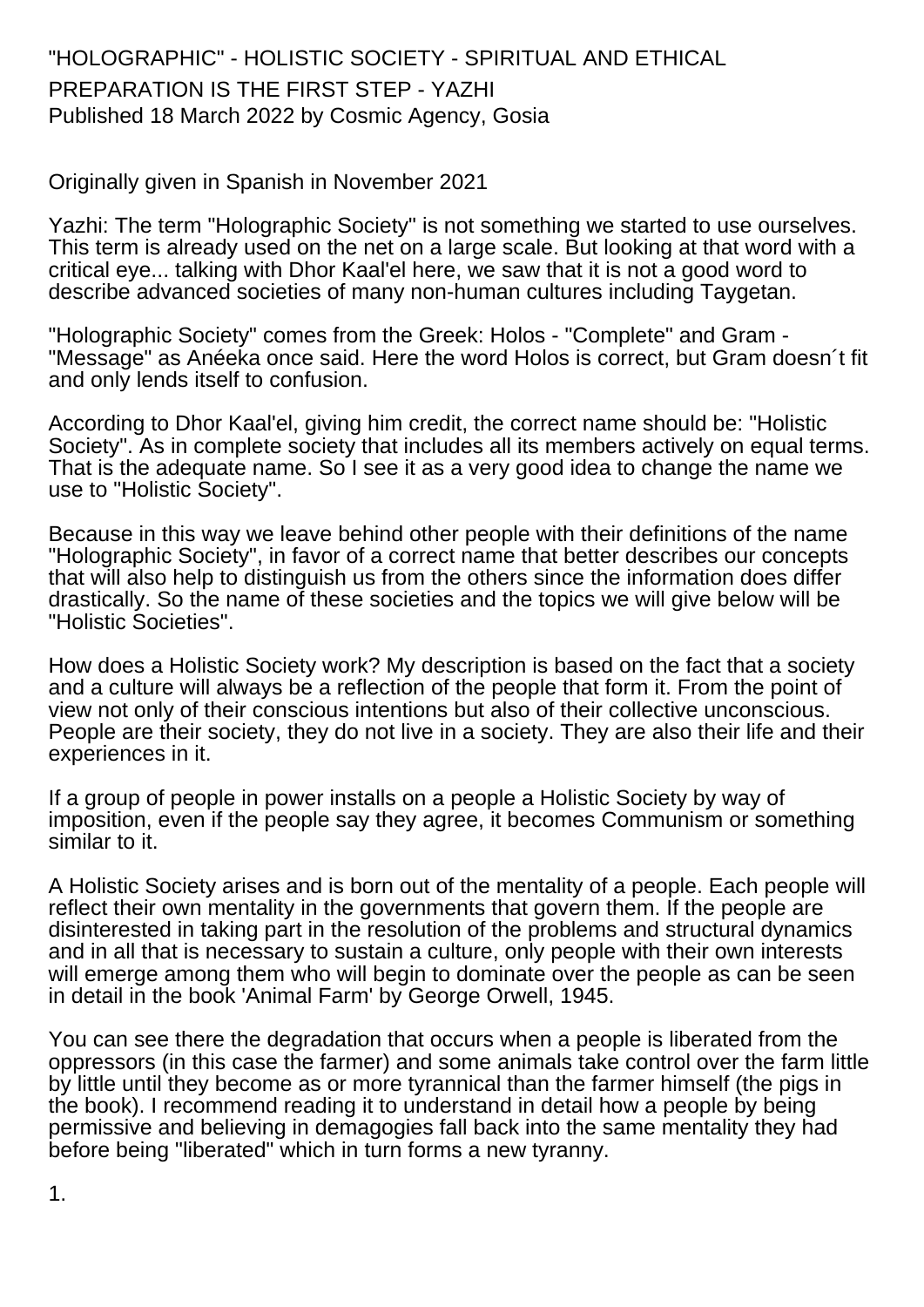# "HOLOGRAPHIC" - HOLISTIC SOCIETY - SPIRITUAL AND ETHICAL PREPARATION IS THE FIRST STEP - YAZHI

Published 18 March 2022 by Cosmic Agency, Gosia

Originally given in Spanish in November 2021

Yazhi: The term "Holographic Society" is not something we started to use ourselves. This term is already used on the net on a large scale. But looking at that word with a critical eye... talking with Dhor Kaal'el here, we saw that it is not a good word to describe advanced societies of many non-human cultures including Taygetan.

"Holographic Society" comes from the Greek: Holos - "Complete" and Gram - "Message" as Anéeka once said. Here the word Holos is correct, but Gram doesn´t fit and only lends itself to confusion.

According to Dhor Kaal'el, giving him credit, the correct name should be: "Holistic Society". As in complete society that includes all its members actively on equal terms. That is the adequate name. So I see it as a very good idea to change the name we use to "Holistic Society".

Because in this way we leave behind other people with their definitions of the name "Holographic Society", in favor of a correct name that better describes our concepts that will also help to distinguish us from the others since the information does differ drastically. So the name of these societies and the topics we will give below will be "Holistic Societies".

How does a Holistic Society work? My description is based on the fact that a society and a culture will always be a reflection of the people that form it. From the point of view not only of their conscious intentions but also of their collective unconscious. People are their society, they do not live in a society. They are also their life and their experiences in it.

If a group of people in power installs on a people a Holistic Society by way of imposition, even if the people say they agree, it becomes Communism or something similar to it.

A Holistic Society arises and is born out of the mentality of a people. Each people will reflect their own mentality in the governments that govern them. If the people are disinterested in taking part in the resolution of the problems and structural dynamics and in all that is necessary to sustain a culture, only people with their own interests will emerge among them who will begin to dominate over the people as can be seen in detail in the book 'Animal Farm' by George Orwell, 1945.

You can see there the degradation that occurs when a people is liberated from the oppressors (in this case the farmer) and some animals take control over the farm little by little until they become as or more tyrannical than the farmer himself (the pigs in the book). I recommend reading it to understand in detail how a people by being permissive and believing in demagogies fall back into the same mentality they had before being "liberated" which in turn forms a new tyranny.

1.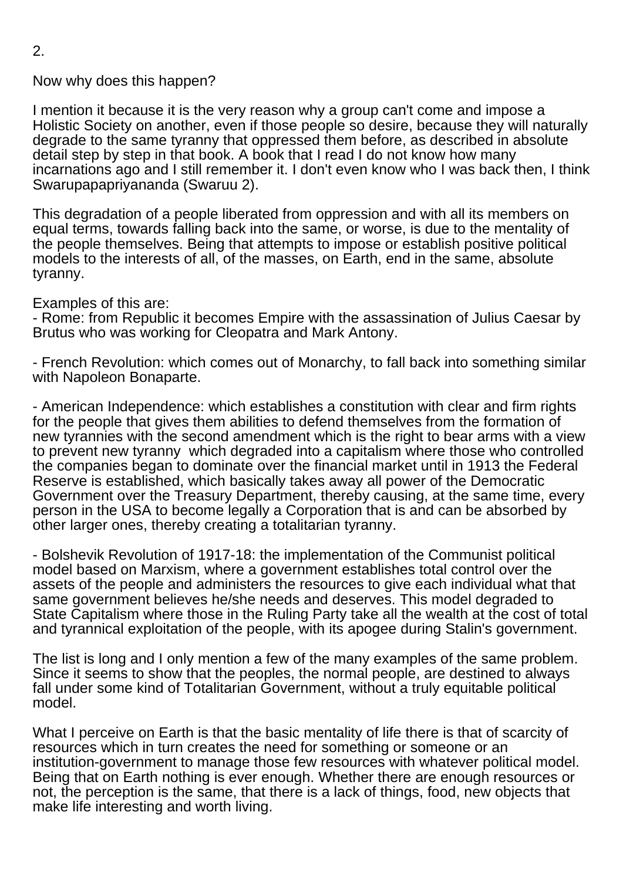Now why does this happen?

I mention it because it is the very reason why a group can't come and impose a Holistic Society on another, even if those people so desire, because they will naturally degrade to the same tyranny that oppressed them before, as described in absolute detail step by step in that book. A book that I read I do not know how many incarnations ago and I still remember it. I don't even know who I was back then, I think Swarupapapriyananda (Swaruu 2).

This degradation of a people liberated from oppression and with all its members on equal terms, towards falling back into the same, or worse, is due to the mentality of the people themselves. Being that attempts to impose or establish positive political models to the interests of all, of the masses, on Earth, end in the same, absolute tyranny.

Examples of this are:

- Rome: from Republic it becomes Empire with the assassination of Julius Caesar by Brutus who was working for Cleopatra and Mark Antony.

- French Revolution: which comes out of Monarchy, to fall back into something similar with Napoleon Bonaparte.

- American Independence: which establishes a constitution with clear and firm rights for the people that gives them abilities to defend themselves from the formation of new tyrannies with the second amendment which is the right to bear arms with a view to prevent new tyranny which degraded into a capitalism where those who controlled the companies began to dominate over the financial market until in 1913 the Federal Reserve is established, which basically takes away all power of the Democratic Government over the Treasury Department, thereby causing, at the same time, every person in the USA to become legally a Corporation that is and can be absorbed by other larger ones, thereby creating a totalitarian tyranny.

- Bolshevik Revolution of 1917-18: the implementation of the Communist political model based on Marxism, where a government establishes total control over the assets of the people and administers the resources to give each individual what that same government believes he/she needs and deserves. This model degraded to State Capitalism where those in the Ruling Party take all the wealth at the cost of total and tyrannical exploitation of the people, with its apogee during Stalin's government.

The list is long and I only mention a few of the many examples of the same problem. Since it seems to show that the peoples, the normal people, are destined to always fall under some kind of Totalitarian Government, without a truly equitable political model.

What I perceive on Earth is that the basic mentality of life there is that of scarcity of resources which in turn creates the need for something or someone or an institution-government to manage those few resources with whatever political model. Being that on Earth nothing is ever enough. Whether there are enough resources or not, the perception is the same, that there is a lack of things, food, new objects that make life interesting and worth living.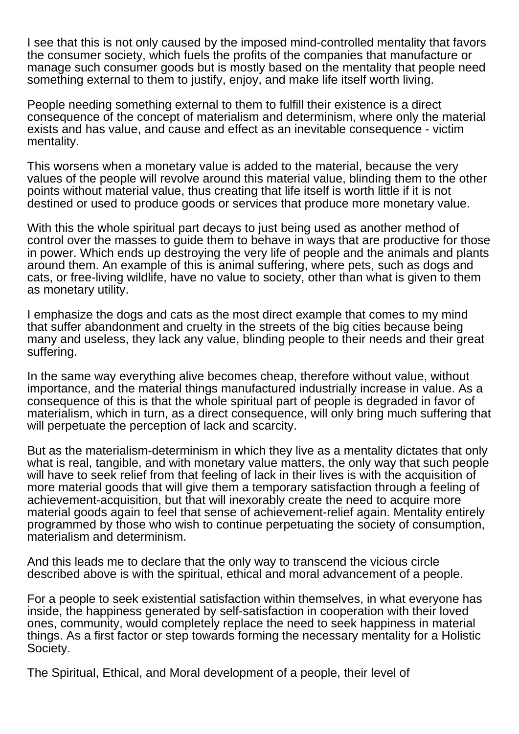I see that this is not only caused by the imposed mind-controlled mentality that favors the consumer society, which fuels the profits of the companies that manufacture or manage such consumer goods but is mostly based on the mentality that people need something external to them to justify, enjoy, and make life itself worth living.

People needing something external to them to fulfill their existence is a direct consequence of the concept of materialism and determinism, where only the material exists and has value, and cause and effect as an inevitable consequence - victim mentality.

This worsens when a monetary value is added to the material, because the very values of the people will revolve around this material value, blinding them to the other points without material value, thus creating that life itself is worth little if it is not destined or used to produce goods or services that produce more monetary value.

With this the whole spiritual part decays to just being used as another method of control over the masses to guide them to behave in ways that are productive for those in power. Which ends up destroying the very life of people and the animals and plants around them. An example of this is animal suffering, where pets, such as dogs and cats, or free-living wildlife, have no value to society, other than what is given to them as monetary utility.

I emphasize the dogs and cats as the most direct example that comes to my mind that suffer abandonment and cruelty in the streets of the big cities because being many and useless, they lack any value, blinding people to their needs and their great suffering.

In the same way everything alive becomes cheap, therefore without value, without importance, and the material things manufactured industrially increase in value. As a consequence of this is that the whole spiritual part of people is degraded in favor of materialism, which in turn, as a direct consequence, will only bring much suffering that will perpetuate the perception of lack and scarcity.

But as the materialism-determinism in which they live as a mentality dictates that only what is real, tangible, and with monetary value matters, the only way that such people will have to seek relief from that feeling of lack in their lives is with the acquisition of more material goods that will give them a temporary satisfaction through a feeling of achievement-acquisition, but that will inexorably create the need to acquire more material goods again to feel that sense of achievement-relief again. Mentality entirely programmed by those who wish to continue perpetuating the society of consumption, materialism and determinism.

And this leads me to declare that the only way to transcend the vicious circle described above is with the spiritual, ethical and moral advancement of a people.

For a people to seek existential satisfaction within themselves, in what everyone has inside, the happiness generated by self-satisfaction in cooperation with their loved ones, community, would completely replace the need to seek happiness in material things. As a first factor or step towards forming the necessary mentality for a Holistic Society.

The Spiritual, Ethical, and Moral development of a people, their level of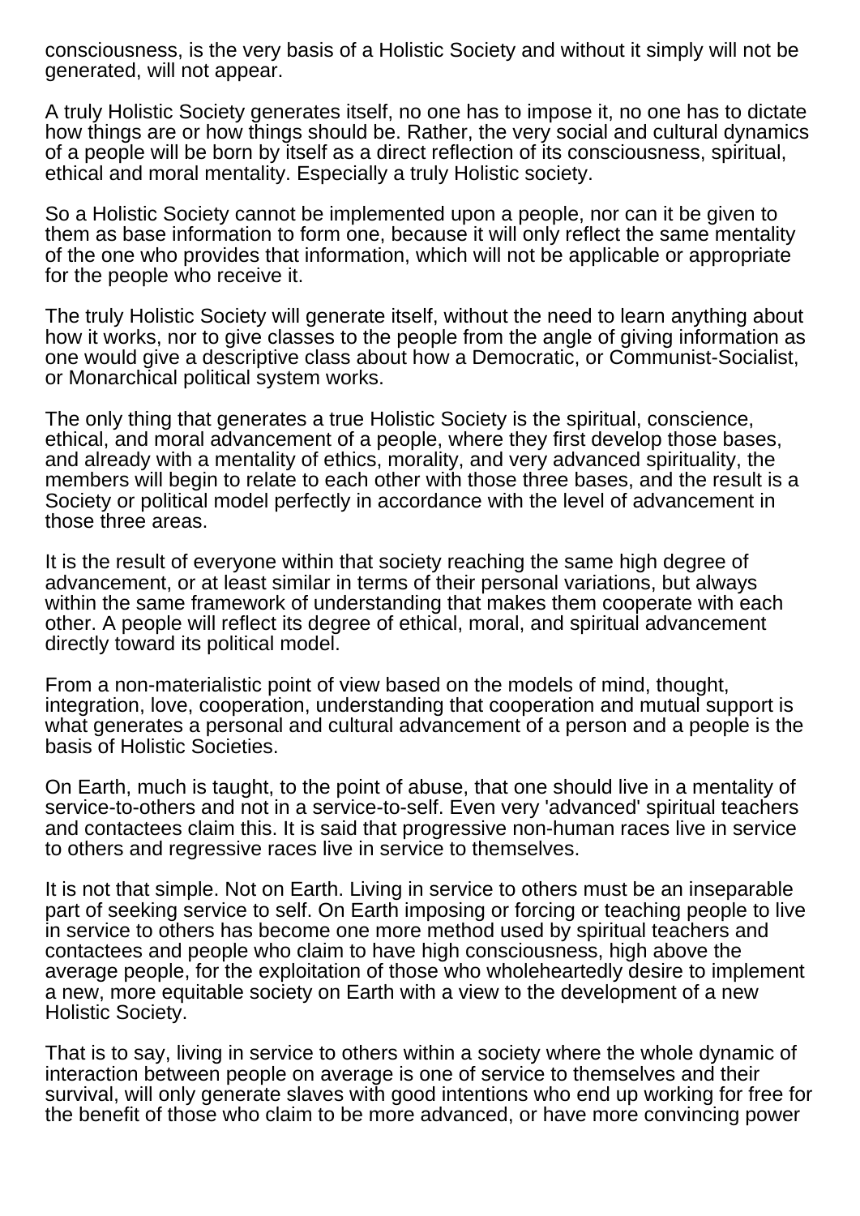consciousness, is the very basis of a Holistic Society and without it simply will not be generated, will not appear.

A truly Holistic Society generates itself, no one has to impose it, no one has to dictate how things are or how things should be. Rather, the very social and cultural dynamics of a people will be born by itself as a direct reflection of its consciousness, spiritual, ethical and moral mentality. Especially a truly Holistic society.

So a Holistic Society cannot be implemented upon a people, nor can it be given to them as base information to form one, because it will only reflect the same mentality of the one who provides that information, which will not be applicable or appropriate for the people who receive it.

The truly Holistic Society will generate itself, without the need to learn anything about how it works, nor to give classes to the people from the angle of giving information as one would give a descriptive class about how a Democratic, or Communist-Socialist, or Monarchical political system works.

The only thing that generates a true Holistic Society is the spiritual, conscience, ethical, and moral advancement of a people, where they first develop those bases, and already with a mentality of ethics, morality, and very advanced spirituality, the members will begin to relate to each other with those three bases, and the result is a Society or political model perfectly in accordance with the level of advancement in those three areas.

It is the result of everyone within that society reaching the same high degree of advancement, or at least similar in terms of their personal variations, but always within the same framework of understanding that makes them cooperate with each other. A people will reflect its degree of ethical, moral, and spiritual advancement directly toward its political model.

From a non-materialistic point of view based on the models of mind, thought, integration, love, cooperation, understanding that cooperation and mutual support is what generates a personal and cultural advancement of a person and a people is the basis of Holistic Societies.

On Earth, much is taught, to the point of abuse, that one should live in a mentality of service-to-others and not in a service-to-self. Even very 'advanced' spiritual teachers and contactees claim this. It is said that progressive non-human races live in service to others and regressive races live in service to themselves.

It is not that simple. Not on Earth. Living in service to others must be an inseparable part of seeking service to self. On Earth imposing or forcing or teaching people to live in service to others has become one more method used by spiritual teachers and contactees and people who claim to have high consciousness, high above the average people, for the exploitation of those who wholeheartedly desire to implement a new, more equitable society on Earth with a view to the development of a new Holistic Society.

That is to say, living in service to others within a society where the whole dynamic of interaction between people on average is one of service to themselves and their survival, will only generate slaves with good intentions who end up working for free for the benefit of those who claim to be more advanced, or have more convincing power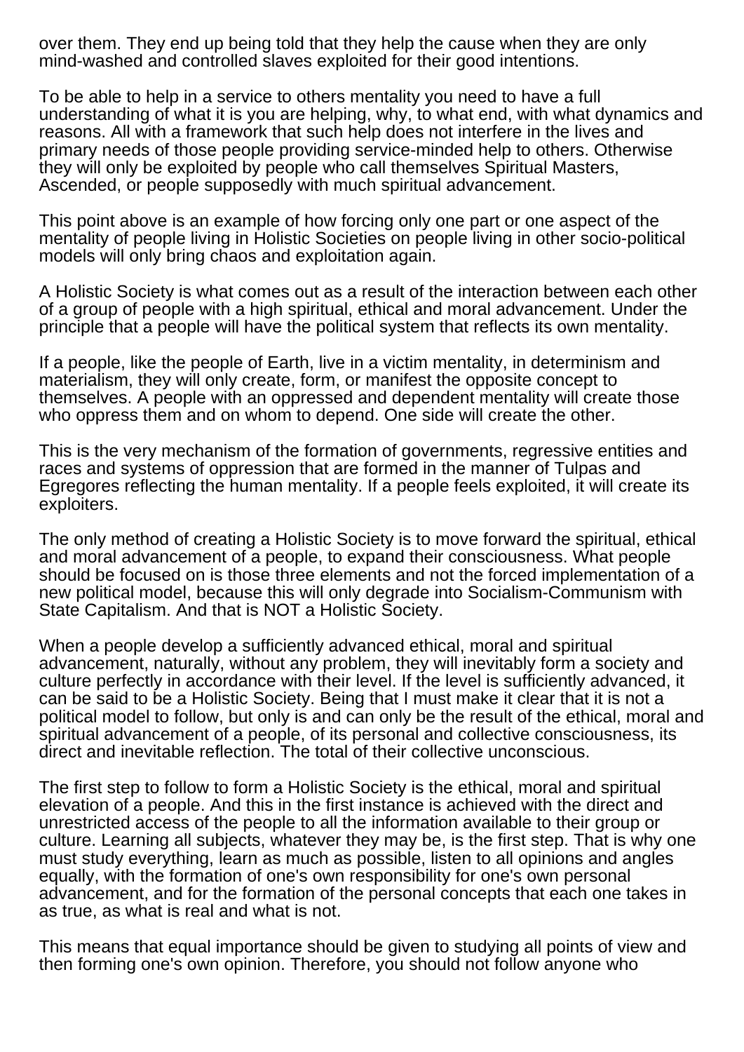over them. They end up being told that they help the cause when they are only mind-washed and controlled slaves exploited for their good intentions.

To be able to help in a service to others mentality you need to have a full understanding of what it is you are helping, why, to what end, with what dynamics and reasons. All with a framework that such help does not interfere in the lives and primary needs of those people providing service-minded help to others. Otherwise they will only be exploited by people who call themselves Spiritual Masters, Ascended, or people supposedly with much spiritual advancement.

This point above is an example of how forcing only one part or one aspect of the mentality of people living in Holistic Societies on people living in other socio-political models will only bring chaos and exploitation again.

A Holistic Society is what comes out as a result of the interaction between each other of a group of people with a high spiritual, ethical and moral advancement. Under the principle that a people will have the political system that reflects its own mentality.

If a people, like the people of Earth, live in a victim mentality, in determinism and materialism, they will only create, form, or manifest the opposite concept to themselves. A people with an oppressed and dependent mentality will create those who oppress them and on whom to depend. One side will create the other.

This is the very mechanism of the formation of governments, regressive entities and races and systems of oppression that are formed in the manner of Tulpas and Egregores reflecting the human mentality. If a people feels exploited, it will create its exploiters.

The only method of creating a Holistic Society is to move forward the spiritual, ethical and moral advancement of a people, to expand their consciousness. What people should be focused on is those three elements and not the forced implementation of a new political model, because this will only degrade into Socialism-Communism with State Capitalism. And that is NOT a Holistic Society.

When a people develop a sufficiently advanced ethical, moral and spiritual advancement, naturally, without any problem, they will inevitably form a society and culture perfectly in accordance with their level. If the level is sufficiently advanced, it can be said to be a Holistic Society. Being that I must make it clear that it is not a political model to follow, but only is and can only be the result of the ethical, moral and spiritual advancement of a people, of its personal and collective consciousness, its direct and inevitable reflection. The total of their collective unconscious.

The first step to follow to form a Holistic Society is the ethical, moral and spiritual elevation of a people. And this in the first instance is achieved with the direct and unrestricted access of the people to all the information available to their group or culture. Learning all subjects, whatever they may be, is the first step. That is why one must study everything, learn as much as possible, listen to all opinions and angles equally, with the formation of one's own responsibility for one's own personal advancement, and for the formation of the personal concepts that each one takes in as true, as what is real and what is not.

This means that equal importance should be given to studying all points of view and then forming one's own opinion. Therefore, you should not follow anyone who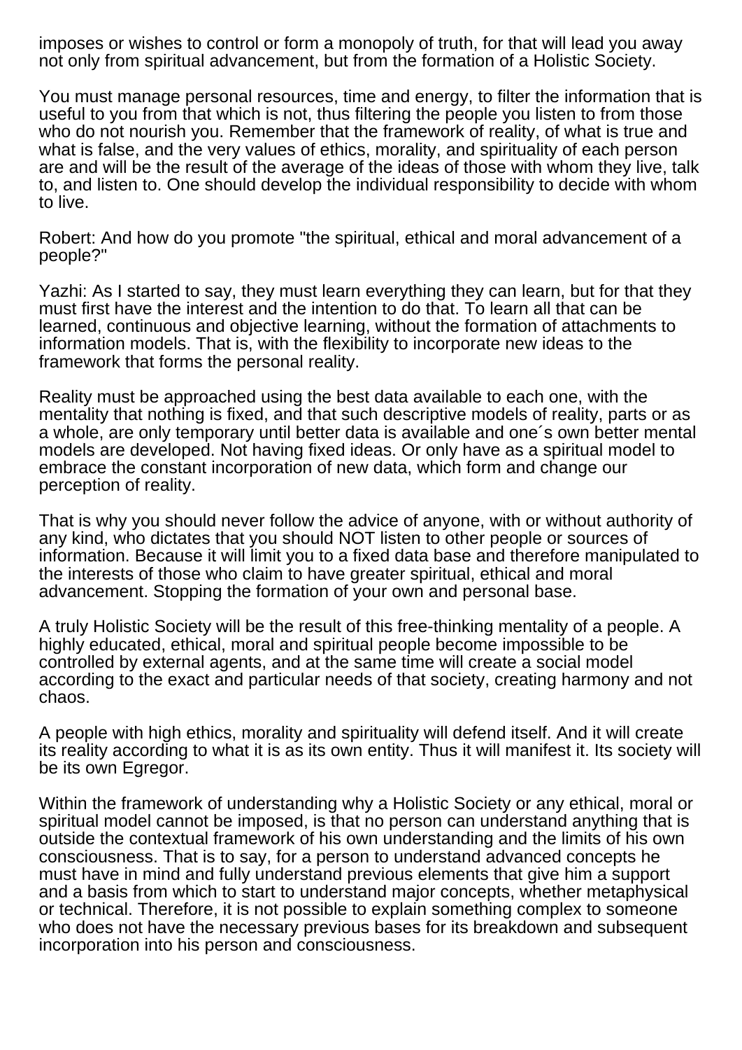imposes or wishes to control or form a monopoly of truth, for that will lead you away not only from spiritual advancement, but from the formation of a Holistic Society.

You must manage personal resources, time and energy, to filter the information that is useful to you from that which is not, thus filtering the people you listen to from those who do not nourish you. Remember that the framework of reality, of what is true and what is false, and the very values of ethics, morality, and spirituality of each person are and will be the result of the average of the ideas of those with whom they live, talk to, and listen to. One should develop the individual responsibility to decide with whom to live.

Robert: And how do you promote "the spiritual, ethical and moral advancement of a people?"

Yazhi: As I started to say, they must learn everything they can learn, but for that they must first have the interest and the intention to do that. To learn all that can be learned, continuous and objective learning, without the formation of attachments to information models. That is, with the flexibility to incorporate new ideas to the framework that forms the personal reality.

Reality must be approached using the best data available to each one, with the mentality that nothing is fixed, and that such descriptive models of reality, parts or as a whole, are only temporary until better data is available and one´s own better mental models are developed. Not having fixed ideas. Or only have as a spiritual model to embrace the constant incorporation of new data, which form and change our perception of reality.

That is why you should never follow the advice of anyone, with or without authority of any kind, who dictates that you should NOT listen to other people or sources of information. Because it will limit you to a fixed data base and therefore manipulated to the interests of those who claim to have greater spiritual, ethical and moral advancement. Stopping the formation of your own and personal base.

A truly Holistic Society will be the result of this free-thinking mentality of a people. A highly educated, ethical, moral and spiritual people become impossible to be controlled by external agents, and at the same time will create a social model according to the exact and particular needs of that society, creating harmony and not chaos.

A people with high ethics, morality and spirituality will defend itself. And it will create its reality according to what it is as its own entity. Thus it will manifest it. Its society will be its own Egregor.

Within the framework of understanding why a Holistic Society or any ethical, moral or spiritual model cannot be imposed, is that no person can understand anything that is outside the contextual framework of his own understanding and the limits of his own consciousness. That is to say, for a person to understand advanced concepts he must have in mind and fully understand previous elements that give him a support and a basis from which to start to understand major concepts, whether metaphysical or technical. Therefore, it is not possible to explain something complex to someone who does not have the necessary previous bases for its breakdown and subsequent incorporation into his person and consciousness.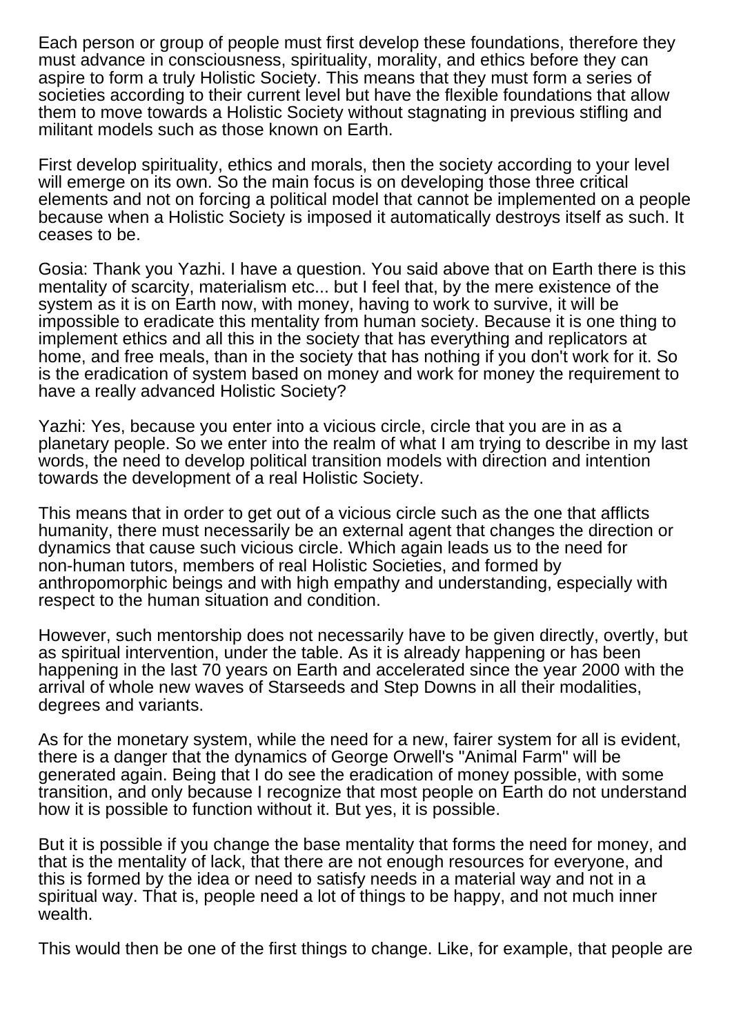Each person or group of people must first develop these foundations, therefore they must advance in consciousness, spirituality, morality, and ethics before they can aspire to form a truly Holistic Society. This means that they must form a series of societies according to their current level but have the flexible foundations that allow them to move towards a Holistic Society without stagnating in previous stifling and militant models such as those known on Earth.

First develop spirituality, ethics and morals, then the society according to your level will emerge on its own. So the main focus is on developing those three critical elements and not on forcing a political model that cannot be implemented on a people because when a Holistic Society is imposed it automatically destroys itself as such. It ceases to be.

Gosia: Thank you Yazhi. I have a question. You said above that on Earth there is this mentality of scarcity, materialism etc... but I feel that, by the mere existence of the system as it is on Earth now, with money, having to work to survive, it will be impossible to eradicate this mentality from human society. Because it is one thing to implement ethics and all this in the society that has everything and replicators at home, and free meals, than in the society that has nothing if you don't work for it. So is the eradication of system based on money and work for money the requirement to have a really advanced Holistic Society?

Yazhi: Yes, because you enter into a vicious circle, circle that you are in as a planetary people. So we enter into the realm of what I am trying to describe in my last words, the need to develop political transition models with direction and intention towards the development of a real Holistic Society.

This means that in order to get out of a vicious circle such as the one that afflicts humanity, there must necessarily be an external agent that changes the direction or dynamics that cause such vicious circle. Which again leads us to the need for non-human tutors, members of real Holistic Societies, and formed by anthropomorphic beings and with high empathy and understanding, especially with respect to the human situation and condition.

However, such mentorship does not necessarily have to be given directly, overtly, but as spiritual intervention, under the table. As it is already happening or has been happening in the last 70 years on Earth and accelerated since the year 2000 with the arrival of whole new waves of Starseeds and Step Downs in all their modalities, degrees and variants.

As for the monetary system, while the need for a new, fairer system for all is evident, there is a danger that the dynamics of George Orwell's "Animal Farm" will be generated again. Being that I do see the eradication of money possible, with some transition, and only because I recognize that most people on Earth do not understand how it is possible to function without it. But yes, it is possible.

But it is possible if you change the base mentality that forms the need for money, and that is the mentality of lack, that there are not enough resources for everyone, and this is formed by the idea or need to satisfy needs in a material way and not in a spiritual way. That is, people need a lot of things to be happy, and not much inner wealth.

This would then be one of the first things to change. Like, for example, that people are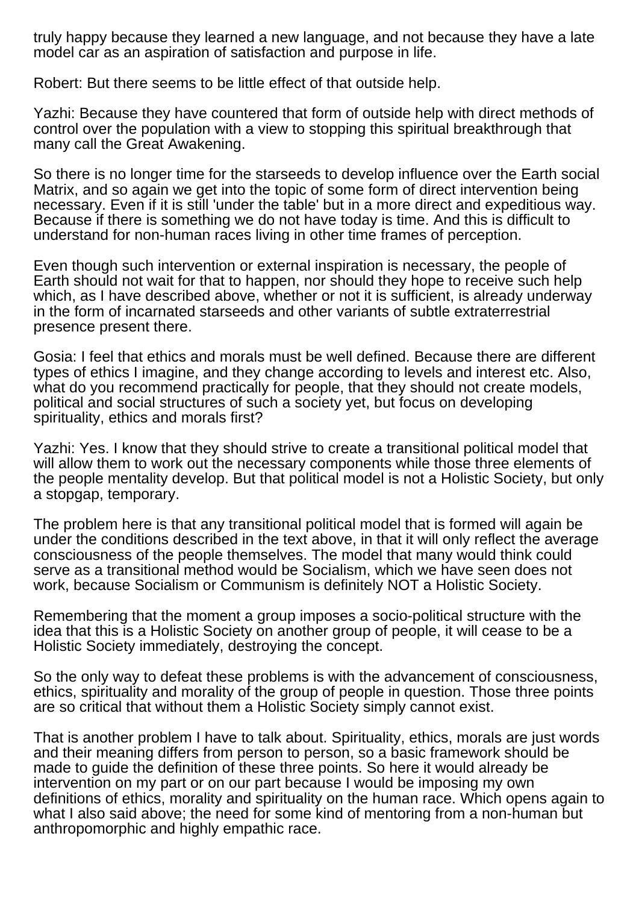truly happy because they learned a new language, and not because they have a late model car as an aspiration of satisfaction and purpose in life.

Robert: But there seems to be little effect of that outside help.

Yazhi: Because they have countered that form of outside help with direct methods of control over the population with a view to stopping this spiritual breakthrough that many call the Great Awakening.

So there is no longer time for the starseeds to develop influence over the Earth social Matrix, and so again we get into the topic of some form of direct intervention being necessary. Even if it is still 'under the table' but in a more direct and expeditious way. Because if there is something we do not have today is time. And this is difficult to understand for non-human races living in other time frames of perception.

Even though such intervention or external inspiration is necessary, the people of Earth should not wait for that to happen, nor should they hope to receive such help which, as I have described above, whether or not it is sufficient, is already underway in the form of incarnated starseeds and other variants of subtle extraterrestrial presence present there.

Gosia: I feel that ethics and morals must be well defined. Because there are different types of ethics I imagine, and they change according to levels and interest etc. Also, what do you recommend practically for people, that they should not create models, political and social structures of such a society yet, but focus on developing spirituality, ethics and morals first?

Yazhi: Yes. I know that they should strive to create a transitional political model that will allow them to work out the necessary components while those three elements of the people mentality develop. But that political model is not a Holistic Society, but only a stopgap, temporary.

The problem here is that any transitional political model that is formed will again be under the conditions described in the text above, in that it will only reflect the average consciousness of the people themselves. The model that many would think could serve as a transitional method would be Socialism, which we have seen does not work, because Socialism or Communism is definitely NOT a Holistic Society.

Remembering that the moment a group imposes a socio-political structure with the idea that this is a Holistic Society on another group of people, it will cease to be a Holistic Society immediately, destroying the concept.

So the only way to defeat these problems is with the advancement of consciousness, ethics, spirituality and morality of the group of people in question. Those three points are so critical that without them a Holistic Society simply cannot exist.

That is another problem I have to talk about. Spirituality, ethics, morals are just words and their meaning differs from person to person, so a basic framework should be made to guide the definition of these three points. So here it would already be intervention on my part or on our part because I would be imposing my own definitions of ethics, morality and spirituality on the human race. Which opens again to what I also said above; the need for some kind of mentoring from a non-human but anthropomorphic and highly empathic race.